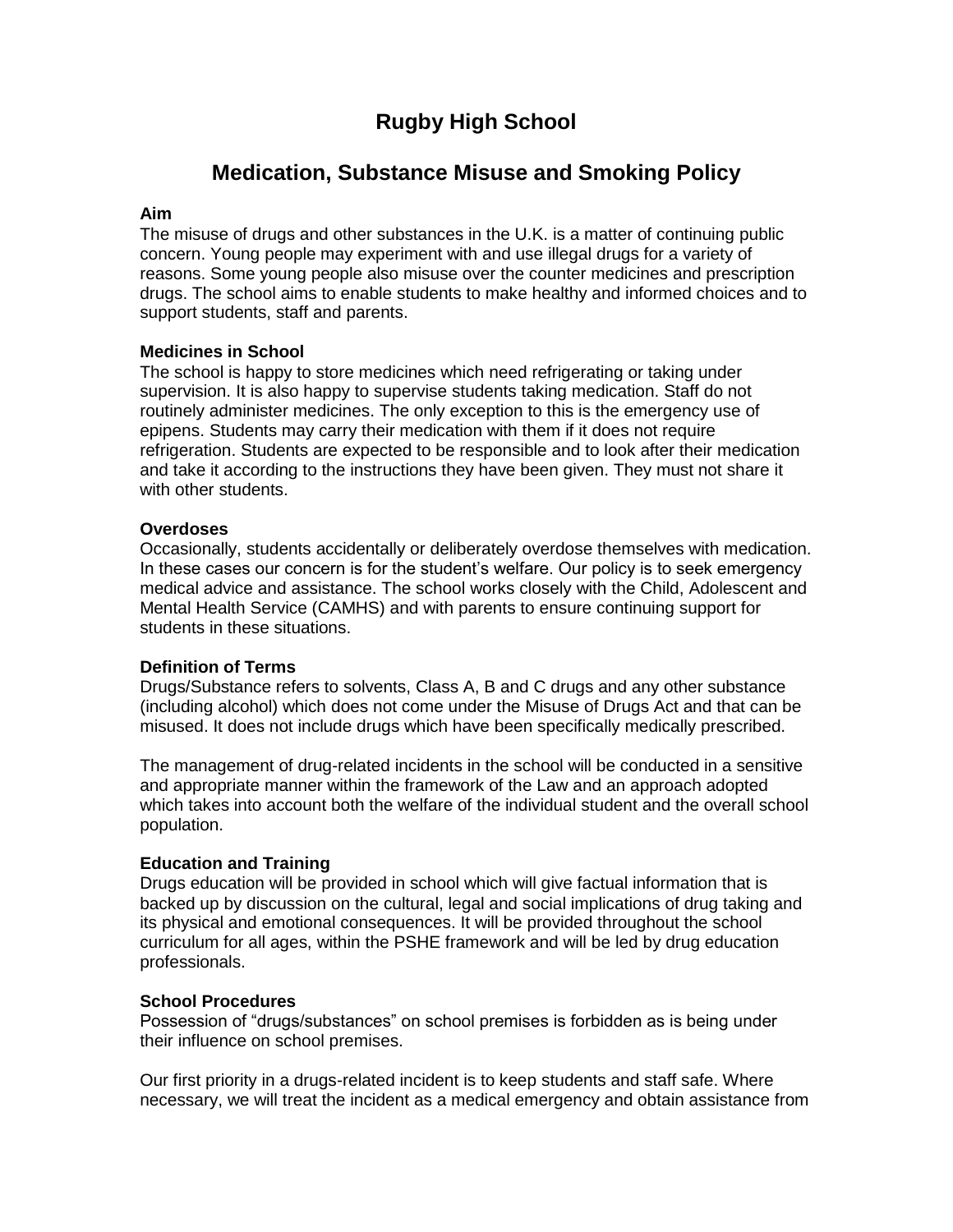# Rugby High School

## Medication, Substance Misuse and Smoking Policy

**Aim**

The misuse of drugs and other substances in the U.K. is a matter of continuing public concern. Young people may experiment with and use illegal drugs for a variety of reasons. Some young people also misuse over the counter medicines and prescription drugs. The school aims to enable students to make healthy and informed choices and to support students, staff and parents.

**Medicines in School**

The school is happy to store medicines which need refrigerating or taking under supervision. It is also happy to supervise students taking medication. Staff do not routinely administer medicines. The only exception to this is the emergency use of epipens. Students may carry their medication with them if it does not require refrigeration. Students are expected to be responsible and to look after their medication and take it according to the instructions they have been given. They must not share it with other students.

**Overdoses**

Occasionally, students accidentally or deliberately overdose themselves with medication. In these cases our concern is for the student's welfare. Our policy is to seek emergency medical advice and assistance. The school works closely with the Child, Adolescent and Mental Health Service (CAMHS) and with parents to ensure continuing support for students in these situations.

**Definition of Terms**

Drugs/Substance refers to solvents, Class A, B and C drugs and any other substance (including alcohol) which does not come under the Misuse of Drugs Act and that can be misused. It does not include drugs which have been specifically medically prescribed.

The management of drug-related incidents in the school will be conducted in a sensitive and appropriate manner within the framework of the Law and an approach adopted which takes into account both the welfare of the individual student and the overall school population.

**Education and Training**

Drugs education will be provided in school which will give factual information that is backed up by discussion on the cultural, legal and social implications of drug taking and its physical and emotional consequences. It will be provided throughout the school curriculum for all ages, within the PSHE framework and will be led by drug education professionals.

**School Procedures**

Possession of "drugs/substances" on school premises is forbidden as is being under their influence on school premises.

Our first priority in a drugs-related incident is to keep students and staff safe. Where necessary, we will treat the incident as a medical emergency and obtain assistance from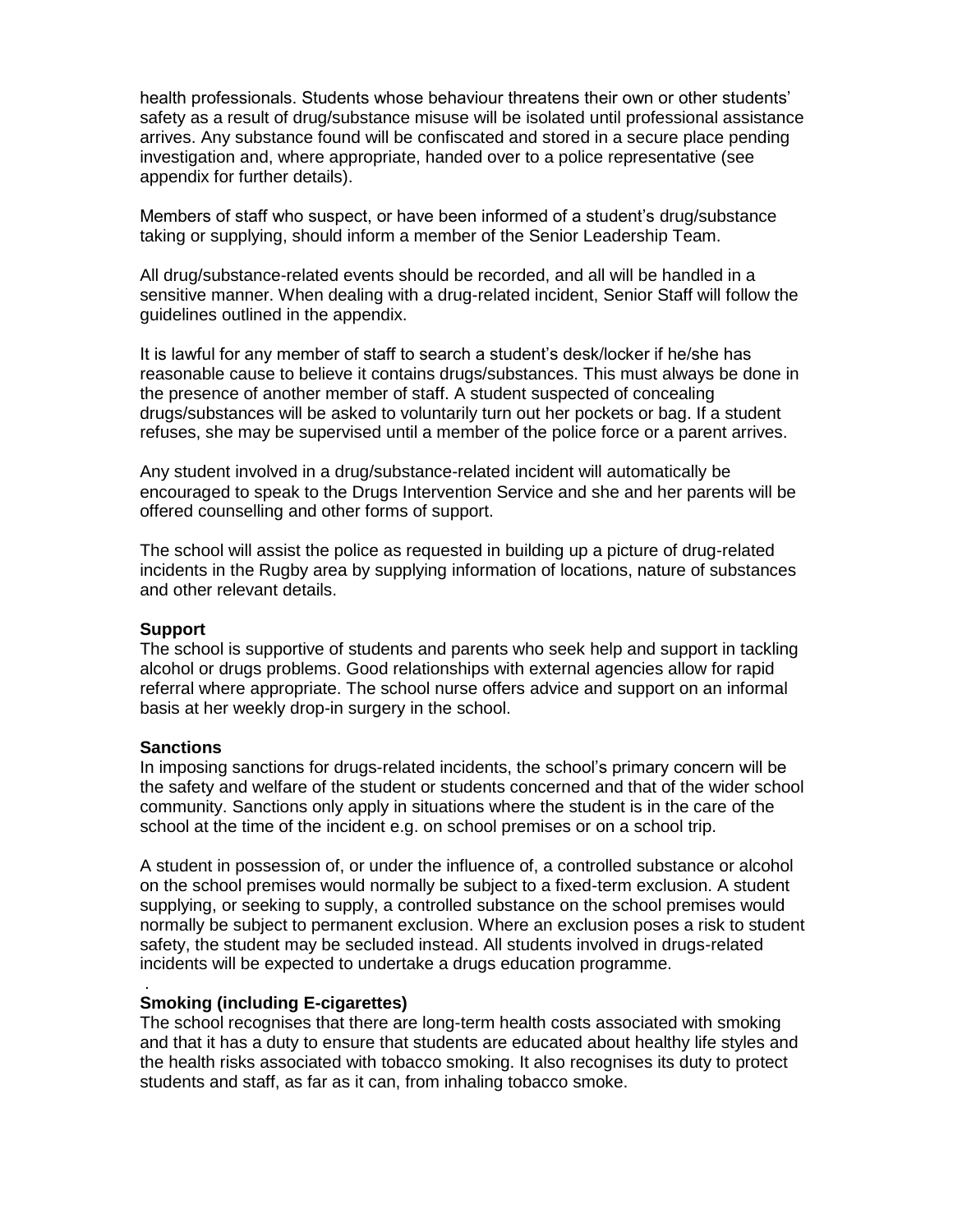health professionals. Students whose behaviour threatens their own or other students' safety as a result of drug/substance misuse will be isolated until professional assistance arrives. Any substance found will be confiscated and stored in a secure place pending investigation and, where appropriate, handed over to a police representative (see appendix for further details).

Members of staff who suspect, or have been informed of a student's drug/substance taking or supplying, should inform a member of the Senior Leadership Team.

All drug/substance-related events should be recorded, and all will be handled in a sensitive manner. When dealing with a drug-related incident, Senior Staff will follow the guidelines outlined in the appendix.

It is lawful for any member of staff to search a student's desk/locker if he/she has reasonable cause to believe it contains drugs/substances. This must always be done in the presence of another member of staff. A student suspected of concealing drugs/substances will be asked to voluntarily turn out her pockets or bag. If a student refuses, she may be supervised until a member of the police force or a parent arrives.

Any student involved in a drug/substance-related incident will automatically be encouraged to speak to the Drugs Intervention Service and she and her parents will be offered counselling and other forms of support.

The school will assist the police as requested in building up a picture of drug-related incidents in the Rugby area by supplying information of locations, nature of substances and other relevant details.

**Support**

The school is supportive of students and parents who seek help and support in tackling alcohol or drugs problems. Good relationships with external agencies allow for rapid referral where appropriate. The school nurse offers advice and support on an informal basis at her weekly drop-in surgery in the school.

**Sanctions**

In imposing sanctions for drugs-related incidents, the school's primary concern will be the safety and welfare of the student or students concerned and that of the wider school community. Sanctions only apply in situations where the student is in the care of the school at the time of the incident e.g. on school premises or on a school trip.

A student in possession of, or under the influence of, a controlled substance or alcohol on the school premises would normally be subject to a fixed-term exclusion. A student supplying, or seeking to supply, a controlled substance on the school premises would normally be subject to permanent exclusion. Where an exclusion poses a risk to student safety, the student may be secluded instead. All students involved in drugs-related incidents will be expected to undertake a drugs education programme.

**Smoking (including E-cigarettes)**

The school recognises that there are long-term health costs associated with smoking and that it has a duty to ensure that students are educated about healthy life styles and the health risks associated with tobacco smoking. It also recognises its duty to protect students and staff, as far as it can, from inhaling tobacco smoke.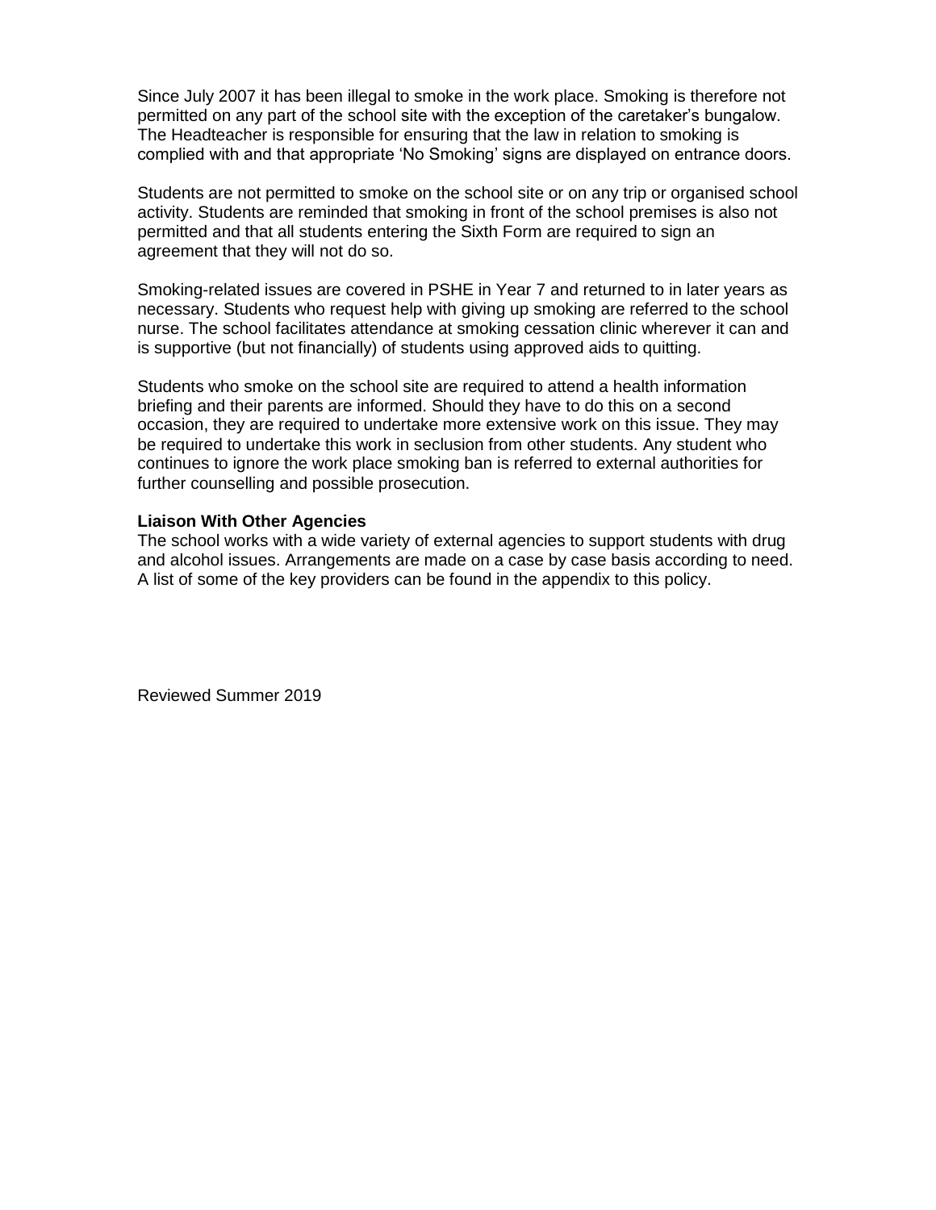Since July 2007 it has been illegal to smoke in the work place. Smoking is therefore not permitted on any part of the school site with the exception of the caretaker's bungalow. The Headteacher is responsible for ensuring that the law in relation to smoking is complied with and that appropriate 'No Smoking' signs are displayed on entrance doors.

Students are not permitted to smoke on the school site or on any trip or organised school activity. Students are reminded that smoking in front of the school premises is also not permitted and that all students entering the Sixth Form are required to sign an agreement that they will not do so.

Smoking-related issues are covered in PSHE in Year 7 and returned to in later years as necessary. Students who request help with giving up smoking are referred to the school nurse. The school facilitates attendance at smoking cessation clinic wherever it can and is supportive (but not financially) of students using approved aids to quitting.

Students who smoke on the school site are required to attend a health information briefing and their parents are informed. Should they have to do this on a second occasion, they are required to undertake more extensive work on this issue. They may be required to undertake this work in seclusion from other students. Any student who continues to ignore the work place smoking ban is referred to external authorities for further counselling and possible prosecution.

**Liaison With Other Agencies**

The school works with a wide variety of external agencies to support students with drug and alcohol issues. Arrangements are made on a case by case basis according to need. A list of some of the key providers can be found in the appendix to this policy.

Reviewed Summer 2019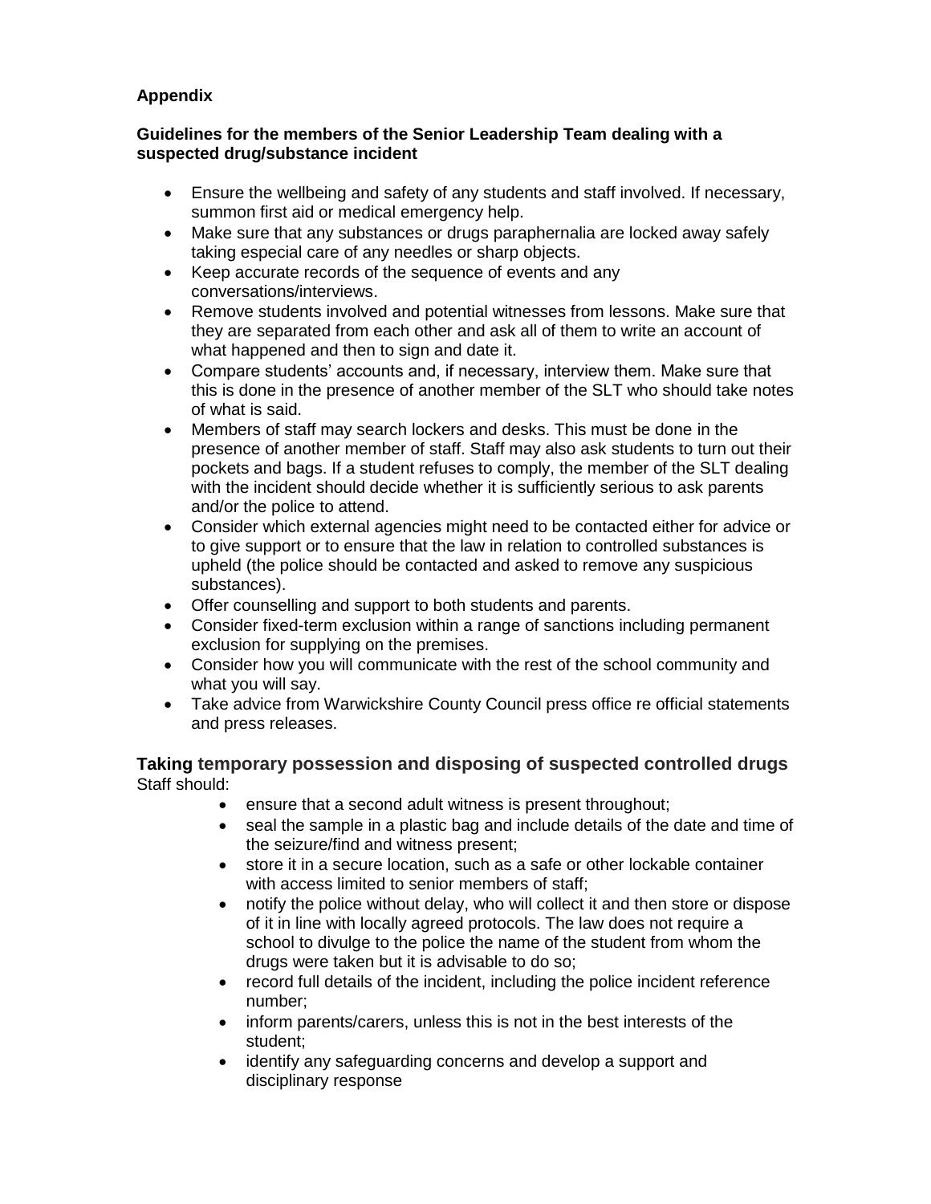**Appendix**

**Guidelines for the members of the Senior Leadership Team dealing with a suspected drug/substance incident**

- Ensure the wellbeing and safety of any students and staff involved. If necessary, summon first aid or medical emergency help.
- Make sure that any substances or drugs paraphernalia are locked away safely taking especial care of any needles or sharp objects.
- Keep accurate records of the sequence of events and any conversations/interviews.
- Remove students involved and potential witnesses from lessons. Make sure that they are separated from each other and ask all of them to write an account of what happened and then to sign and date it.
- Compare students' accounts and, if necessary, interview them. Make sure that this is done in the presence of another member of the SLT who should take notes of what is said.
- Members of staff may search lockers and desks. This must be done in the presence of another member of staff. Staff may also ask students to turn out their pockets and bags. If a student refuses to comply, the member of the SLT dealing with the incident should decide whether it is sufficiently serious to ask parents and/or the police to attend.
- Consider which external agencies might need to be contacted either for advice or to give support or to ensure that the law in relation to controlled substances is upheld (the police should be contacted and asked to remove any suspicious substances).
- Offer counselling and support to both students and parents.
- Consider fixed-term exclusion within a range of sanctions including permanent exclusion for supplying on the premises.
- Consider how you will communicate with the rest of the school community and what you will say.
- Take advice from Warwickshire County Council press office re official statements and press releases.

**Taking temporary possession and disposing of suspected controlled drugs**
Staff should:

- ensure that a second adult witness is present throughout;
- seal the sample in a plastic bag and include details of the date and time of the seizure/find and witness present;
- store it in a secure location, such as a safe or other lockable container with access limited to senior members of staff;
- notify the police without delay, who will collect it and then store or dispose of it in line with locally agreed protocols. The law does not require a school to divulge to the police the name of the student from whom the drugs were taken but it is advisable to do so;
- record full details of the incident, including the police incident reference number;
- inform parents/carers, unless this is not in the best interests of the student;
- identify any safeguarding concerns and develop a support and disciplinary response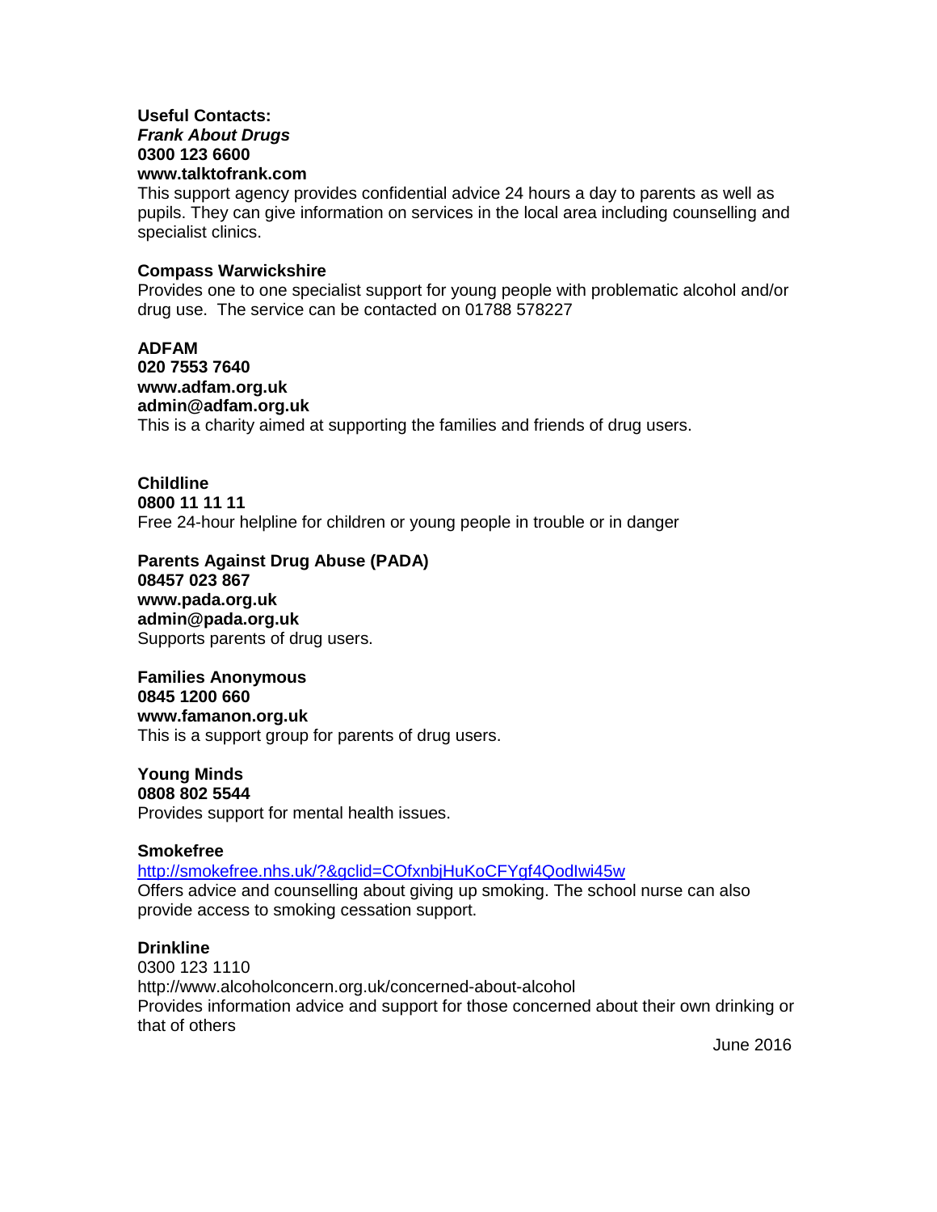**Useful Contacts:**
***Frank About Drugs***
**0300 123 6600**
**www.talktofrank.com**
This support agency provides confidential advice 24 hours a day to parents as well as pupils. They can give information on services in the local area including counselling and specialist clinics.

**Compass Warwickshire**
Provides one to one specialist support for young people with problematic alcohol and/or drug use. The service can be contacted on 01788 578227

**ADFAM**
**020 7553 7640**
**www.adfam.org.uk**
**admin@adfam.org.uk**
This is a charity aimed at supporting the families and friends of drug users.

**Childline**
**0800 11 11 11**
Free 24-hour helpline for children or young people in trouble or in danger

**Parents Against Drug Abuse (PADA)**
**08457 023 867**
**www.pada.org.uk**
**admin@pada.org.uk**
Supports parents of drug users.

**Families Anonymous**
**0845 1200 660**
**www.famanon.org.uk**
This is a support group for parents of drug users.

**Young Minds**
**0808 802 5544**
Provides support for mental health issues.

**Smokefree**
[http://smokefree.nhs.uk/?&gclid=COfxnbjHuKoCFYgf4QodIwi45w](http://smokefree.nhs.uk/?&gclid=COfxnbjHuKoCFYgf4QodIwi45w)
Offers advice and counselling about giving up smoking. The school nurse can also provide access to smoking cessation support.

**Drinkline**
0300 123 1110
http://www.alcoholconcern.org.uk/concerned-about-alcohol
Provides information advice and support for those concerned about their own drinking or that of others

June 2016